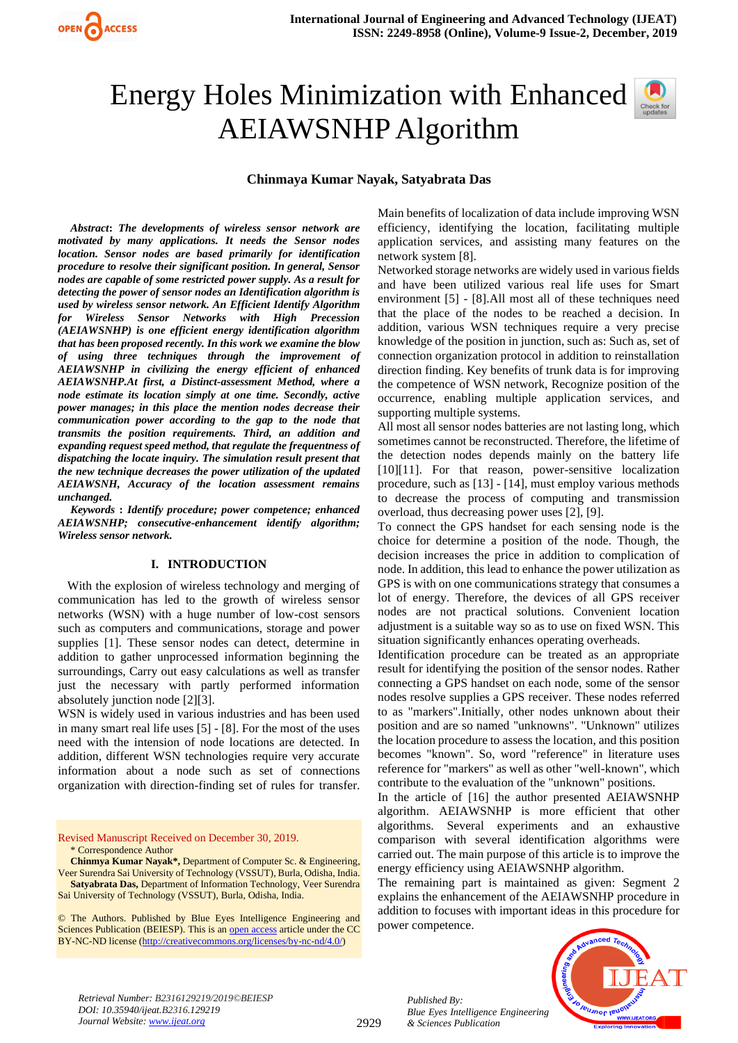# Energy Holes Minimization with Enhanced AEIAWSNHP Algorithm

**Chinmaya Kumar Nayak, Satyabrata Das**

***Abstract*: *The developments of wireless sensor network are motivated by many applications. It needs the Sensor nodes location. Sensor nodes are based primarily for identification procedure to resolve their significant position. In general, Sensor nodes are capable of some restricted power supply. As a result for detecting the power of sensor nodes an Identification algorithm is used by wireless sensor network. An Efficient Identify Algorithm for Wireless Sensor Networks with High Precession (AEIAWSNHP) is one efficient energy identification algorithm that has been proposed recently. In this work we examine the blow of using three techniques through the improvement of AEIAWSNHP in civilizing the energy efficient of enhanced AEIAWSNHP.At first, a Distinct-assessment Method, where a node estimate its location simply at one time. Secondly, active power manages; in this place the mention nodes decrease their communication power according to the gap to the node that transmits the position requirements. Third, an addition and expanding request speed method, that regulate the frequentness of dispatching the locate inquiry. The simulation result present that the new technique decreases the power utilization of the updated AEIAWSNH, Accuracy of the location assessment remains unchanged.***

***Keywords* : *Identify procedure; power competence; enhanced AEIAWSNHP; consecutive-enhancement identify algorithm; Wireless sensor network.***

## I. INTRODUCTION

With the explosion of wireless technology and merging of communication has led to the growth of wireless sensor networks (WSN) with a huge number of low-cost sensors such as computers and communications, storage and power supplies [1]. These sensor nodes can detect, determine in addition to gather unprocessed information beginning the surroundings, Carry out easy calculations as well as transfer just the necessary with partly performed information absolutely junction node [2][3].

WSN is widely used in various industries and has been used in many smart real life uses [5] - [8]. For the most of the uses need with the intension of node locations are detected. In addition, different WSN technologies require very accurate information about a node such as set of connections organization with direction-finding set of rules for transfer. Main benefits of localization of data include improving WSN efficiency, identifying the location, facilitating multiple application services, and assisting many features on the network system [8].

Networked storage networks are widely used in various fields and have been utilized various real life uses for Smart environment [5] - [8].All most all of these techniques need that the place of the nodes to be reached a decision. In addition, various WSN techniques require a very precise knowledge of the position in junction, such as: Such as, set of connection organization protocol in addition to reinstallation direction finding. Key benefits of trunk data is for improving the competence of WSN network, Recognize position of the occurrence, enabling multiple application services, and supporting multiple systems.

All most all sensor nodes batteries are not lasting long, which sometimes cannot be reconstructed. Therefore, the lifetime of the detection nodes depends mainly on the battery life [10][11]. For that reason, power-sensitive localization procedure, such as [13] - [14], must employ various methods to decrease the process of computing and transmission overload, thus decreasing power uses [2], [9].

To connect the GPS handset for each sensing node is the choice for determine a position of the node. Though, the decision increases the price in addition to complication of node. In addition, this lead to enhance the power utilization as GPS is with on one communications strategy that consumes a lot of energy. Therefore, the devices of all GPS receiver nodes are not practical solutions. Convenient location adjustment is a suitable way so as to use on fixed WSN. This situation significantly enhances operating overheads.

Identification procedure can be treated as an appropriate result for identifying the position of the sensor nodes. Rather connecting a GPS handset on each node, some of the sensor nodes resolve supplies a GPS receiver. These nodes referred to as "markers".Initially, other nodes unknown about their position and are so named "unknowns". "Unknown" utilizes the location procedure to assess the location, and this position becomes "known". So, word "reference" in literature uses reference for "markers" as well as other "well-known", which contribute to the evaluation of the "unknown" positions.

In the article of [16] the author presented AEIAWSNHP algorithm. AEIAWSNHP is more efficient that other algorithms. Several experiments and an exhaustive comparison with several identification algorithms were carried out. The main purpose of this article is to improve the energy efficiency using AEIAWSNHP algorithm.

The remaining part is maintained as given: Segment 2 explains the enhancement of the AEIAWSNHP procedure in addition to focuses with important ideas in this procedure for power competence.

Revised Manuscript Received on December 30, 2019.

\* Correspondence Author

**Chinmya Kumar Nayak\***, Department of Computer Sc. & Engineering, Veer Surendra Sai University of Technology (VSSUT), Burla, Odisha, India.

**Satyabrata Das**, Department of Information Technology, Veer Surendra Sai University of Technology (VSSUT), Burla, Odisha, India.

© The Authors. Published by Blue Eyes Intelligence Engineering and Sciences Publication (BEIESP). This is an open access article under the CC BY-NC-ND license (http://creativecommons.org/licenses/by-nc-nd/4.0/)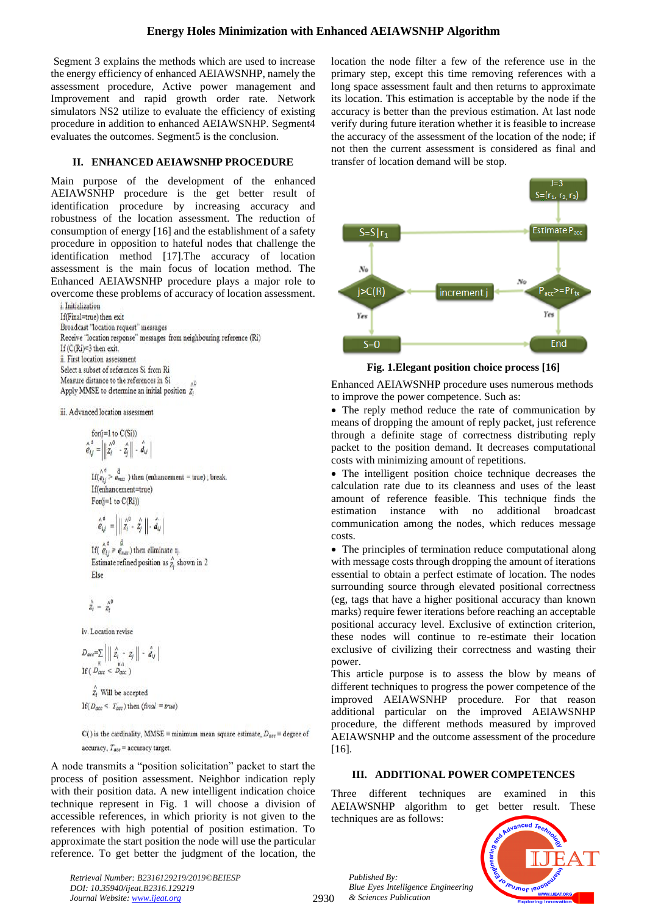Segment 3 explains the methods which are used to increase the energy efficiency of enhanced AEIAWSNHP, namely the assessment procedure, Active power management and Improvement and rapid growth order rate. Network simulators NS2 utilize to evaluate the efficiency of existing procedure in addition to enhanced AEIAWSNHP. Segment4 evaluates the outcomes. Segment5 is the conclusion.

## II. ENHANCED AEIAWSNHP PROCEDURE

Main purpose of the development of the enhanced AEIAWSNHP procedure is the get better result of identification procedure by increasing accuracy and robustness of the location assessment. The reduction of consumption of energy [16] and the establishment of a safety procedure in opposition to hateful nodes that challenge the identification method [17].The accuracy of location assessment is the main focus of location method. The Enhanced AEIAWSNHP procedure plays a major role to overcome these problems of accuracy of location assessment.

i. Initialization

If(Final=true) then exit

Broadcast "location request" messages

Receive "location response" messages from neighbouring reference (Ri)

If (C(Ri)<3 then exit.

ii. First location assessment

Select a subset of references Si from Ri

Measure distance to the references in Si

Apply MMSE to determine an initial position $\hat{z}_i^0$

iii. Advanced location assessment

for(j=1 to C(Si))

$$\hat{e}_{ij}^{d} = \left| \left\| \hat{z}_i^0 - \hat{z}_j \right\| - \hat{d}_{ij} \right|$$

If($\hat{e}_{ij}^{d} > e_{max}^{d}$ ) then (enhancement = true) ; break.

If(enhancement=true)

For(j=1 to C(Ri))

$$\hat{e}_{ij}^{d} = \left| \left\| \hat{z}_i^0 - \hat{z}_j \right\| - \hat{d}_{ij} \right|$$

If( $\hat{e}_{ij}^{d} > e_{max}^{d}$ ) then eliminate $r_j$

Estimate refined position as $\hat{z}_i$ shown in 2

Else

$$\hat{z}_i = \hat{z}_i^0$$

iv. Location revise

$$D_{acc} = \sum \left| \left\| \hat{z}_i - z_j \right\| - \hat{d}_{ij} \right|$$

If( $D_{acc}^{K} < D_{acc}^{K-1}$ )

$\hat{z}_i$ Will be accepted

If( $D_{acc} \leq T_{acc}$ ) then ($final = true$)

C() is the cardinality, MMSE = minimum mean square estimate, $D_{acc}$ = degree of accuracy, $T_{acc}$ = accuracy target.

A node transmits a "position solicitation" packet to start the process of position assessment. Neighbor indication reply with their position data. A new intelligent indication choice technique represent in Fig. 1 will choose a division of accessible references, in which priority is not given to the references with high potential of position estimation. To approximate the start position the node will use the particular reference. To get better the judgment of the location, the location the node filter a few of the reference use in the primary step, except this time removing references with a long space assessment fault and then returns to approximate its location. This estimation is acceptable by the node if the accuracy is better than the previous estimation. At last node verify during future iteration whether it is feasible to increase the accuracy of the assessment of the location of the node; if not then the current assessment is considered as final and transfer of location demand will be stop.

**Fig. 1.Elegant position choice process [16]**

Enhanced AEIAWSNHP procedure uses numerous methods to improve the power competence. Such as:

- The reply method reduce the rate of communication by means of dropping the amount of reply packet, just reference through a definite stage of correctness distributing reply packet to the position demand. It decreases computational costs with minimizing amount of repetitions.
- The intelligent position choice technique decreases the calculation rate due to its cleanness and uses of the least amount of reference feasible. This technique finds the estimation instance with no additional broadcast communication among the nodes, which reduces message costs.
- The principles of termination reduce computational along with message costs through dropping the amount of iterations essential to obtain a perfect estimate of location. The nodes surrounding source through elevated positional correctness (eg, tags that have a higher positional accuracy than known marks) require fewer iterations before reaching an acceptable positional accuracy level. Exclusive of extinction criterion, these nodes will continue to re-estimate their location exclusive of civilizing their correctness and wasting their power.

This article purpose is to assess the blow by means of different techniques to progress the power competence of the improved AEIAWSNHP procedure. For that reason additional particular on the improved AEIAWSNHP procedure, the different methods measured by improved AEIAWSNHP and the outcome assessment of the procedure [16].

## III. ADDITIONAL POWER COMPETENCES

Three different techniques are examined in this AEIAWSNHP algorithm to get better result. These techniques are as follows: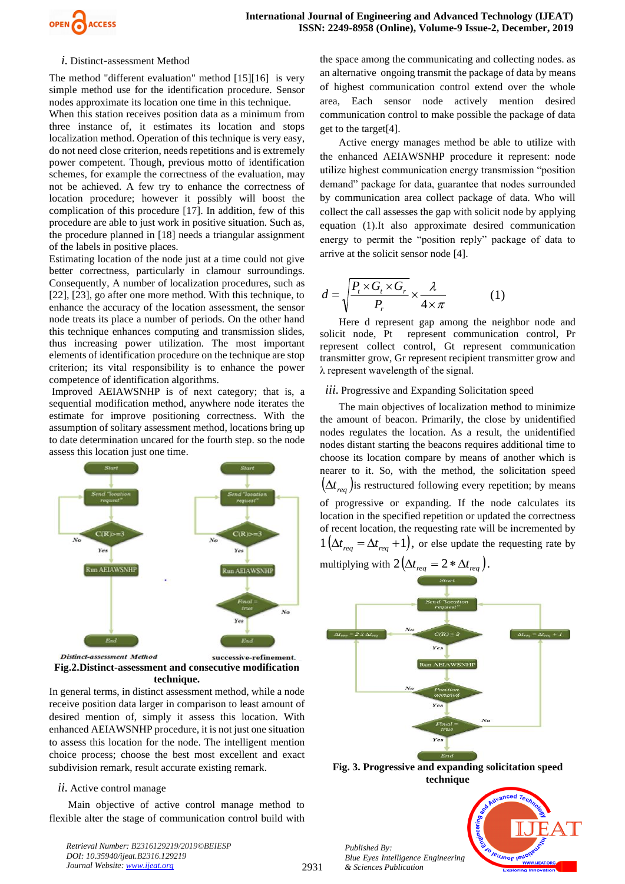### *i.* Distinct-assessment Method

The method "different evaluation" method [15][16] is very simple method use for the identification procedure. Sensor nodes approximate its location one time in this technique. When this station receives position data as a minimum from three instance of, it estimates its location and stops localization method. Operation of this technique is very easy, do not need close criterion, needs repetitions and is extremely power competent. Though, previous motto of identification schemes, for example the correctness of the evaluation, may not be achieved. A few try to enhance the correctness of location procedure; however it possibly will boost the complication of this procedure [17]. In addition, few of this procedure are able to just work in positive situation. Such as, the procedure planned in [18] needs a triangular assignment of the labels in positive places.

Estimating location of the node just at a time could not give better correctness, particularly in clamour surroundings. Consequently, A number of localization procedures, such as [22], [23], go after one more method. With this technique, to enhance the accuracy of the location assessment, the sensor node treats its place a number of periods. On the other hand this technique enhances computing and transmission slides, thus increasing power utilization. The most important elements of identification procedure on the technique are stop criterion; its vital responsibility is to enhance the power competence of identification algorithms.

Improved AEIAWSNHP is of next category; that is, a sequential modification method, anywhere node iterates the estimate for improve positioning correctness. With the assumption of solitary assessment method, locations bring up to date determination uncared for the fourth step. so the node assess this location just one time.

**Fig.2.Distinct-assessment and consecutive modification technique.**

In general terms, in distinct assessment method, while a node receive position data larger in comparison to least amount of desired mention of, simply it assess this location. With enhanced AEIAWSNHP procedure, it is not just one situation to assess this location for the node. The intelligent mention choice process; choose the best most excellent and exact subdivision remark, result accurate existing remark.

### *ii.* Active control manage

Main objective of active control manage method to flexible alter the stage of communication control build with the space among the communicating and collecting nodes. as an alternative ongoing transmit the package of data by means of highest communication control extend over the whole area, Each sensor node actively mention desired communication control to make possible the package of data get to the target[4].

Active energy manages method be able to utilize with the enhanced AEIAWSNHP procedure it represent: node utilize highest communication energy transmission "position demand" package for data, guarantee that nodes surrounded by communication area collect package of data. Who will collect the call assesses the gap with solicit node by applying equation (1).It also approximate desired communication energy to permit the "position reply" package of data to arrive at the solicit sensor node [4].

$$d = \sqrt{\frac{P_t \times G_t \times G_r}{P_r}} \times \frac{\lambda}{4 \times \pi} \qquad (1)$$

Here d represent gap among the neighbor node and solicit node, Pt represent communication control, Pr represent collect control, Gt represent communication transmitter grow, Gr represent recipient transmitter grow and λ represent wavelength of the signal.

### *iii.* Progressive and Expanding Solicitation speed

The main objectives of localization method to minimize the amount of beacon. Primarily, the close by unidentified nodes regulates the location. As a result, the unidentified nodes distant starting the beacons requires additional time to choose its location compare by means of another which is nearer to it. So, with the method, the solicitation speed $(\Delta t_{req})$is restructured following every repetition; by means of progressive or expanding. If the node calculates its location in the specified repetition or updated the correctness of recent location, the requesting rate will be incremented by $1\left(\Delta t_{req} = \Delta t_{req} + 1\right)$, or else update the requesting rate by multiplying with $2\left(\Delta t_{req} = 2 * \Delta t_{req}\right)$.

**Fig. 3. Progressive and expanding solicitation speed technique**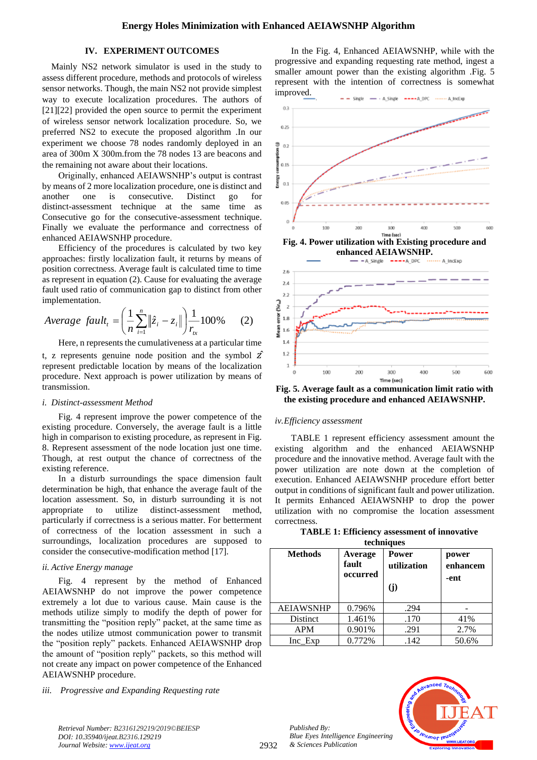## IV. EXPERIMENT OUTCOMES

Mainly NS2 network simulator is used in the study to assess different procedure, methods and protocols of wireless sensor networks. Though, the main NS2 not provide simplest way to execute localization procedures. The authors of [21][22] provided the open source to permit the experiment of wireless sensor network localization procedure. So, we preferred NS2 to execute the proposed algorithm .In our experiment we choose 78 nodes randomly deployed in an area of 300m X 300m.from the 78 nodes 13 are beacons and the remaining not aware about their locations.

Originally, enhanced AEIAWSNHP's output is contrast by means of 2 more localization procedure, one is distinct and another one is consecutive. Distinct go for distinct-assessment technique at the same time as Consecutive go for the consecutive-assessment technique. Finally we evaluate the performance and correctness of enhanced AEIAWSNHP procedure.

Efficiency of the procedures is calculated by two key approaches: firstly localization fault, it returns by means of position correctness. Average fault is calculated time to time as represent in equation (2). Cause for evaluating the average fault used ratio of communication gap to distinct from other implementation.

$$Average\ \ fault_t = \left(\frac{1}{n}\sum_{i=1}^{n}\left\|\hat{z}_i - z_i\right\|\right)\frac{1}{r_{tx}}100\% \qquad (2)$$

Here, n represents the cumulativeness at a particular time t, z represents genuine node position and the symbol $\hat{z}$ represent predictable location by means of the localization procedure. Next approach is power utilization by means of transmission.

*i. Distinct-assessment Method*

Fig. 4 represent improve the power competence of the existing procedure. Conversely, the average fault is a little high in comparison to existing procedure, as represent in Fig. 8. Represent assessment of the node location just one time. Though, at rest output the chance of correctness of the existing reference.

In a disturb surroundings the space dimension fault determination be high, that enhance the average fault of the location assessment. So, in disturb surrounding it is not appropriate to utilize distinct-assessment method, particularly if correctness is a serious matter. For betterment of correctness of the location assessment in such a surroundings, localization procedures are supposed to consider the consecutive-modification method [17].

*ii. Active Energy manage*

Fig. 4 represent by the method of Enhanced AEIAWSNHP do not improve the power competence extremely a lot due to various cause. Main cause is the methods utilize simply to modify the depth of power for transmitting the "position reply" packet, at the same time as the nodes utilize utmost communication power to transmit the "position reply" packets. Enhanced AEIAWSNHP drop the amount of "position reply" packets, so this method will not create any impact on power competence of the Enhanced AEIAWSNHP procedure.

*iii. Progressive and Expanding Requesting rate*

In the Fig. 4, Enhanced AEIAWSNHP, while with the progressive and expanding requesting rate method, ingest a smaller amount power than the existing algorithm .Fig. 5 represent with the intention of correctness is somewhat improved.

**Fig. 4. Power utilization with Existing procedure and enhanced AEIAWSNHP.**

**Fig. 5. Average fault as a communication limit ratio with the existing procedure and enhanced AEIAWSNHP.**

*iv.Efficiency assessment*

TABLE 1 represent efficiency assessment amount the existing algorithm and the enhanced AEIAWSNHP procedure and the innovative method. Average fault with the power utilization are note down at the completion of execution. Enhanced AEIAWSNHP procedure effort better output in conditions of significant fault and power utilization. It permits Enhanced AEIAWSNHP to drop the power utilization with no compromise the location assessment correctness.

**TABLE 1: Efficiency assessment of innovative techniques**

| Methods | Average fault occurred | Power utilization (j) | power enhancement |
|---|---|---|---|
| AEIAWSNHP | 0.796% | .294 | - |
| Distinct | 1.461% | .170 | 41% |
| APM | 0.901% | .291 | 2.7% |
| Inc_Exp | 0.772% | .142 | 50.6% |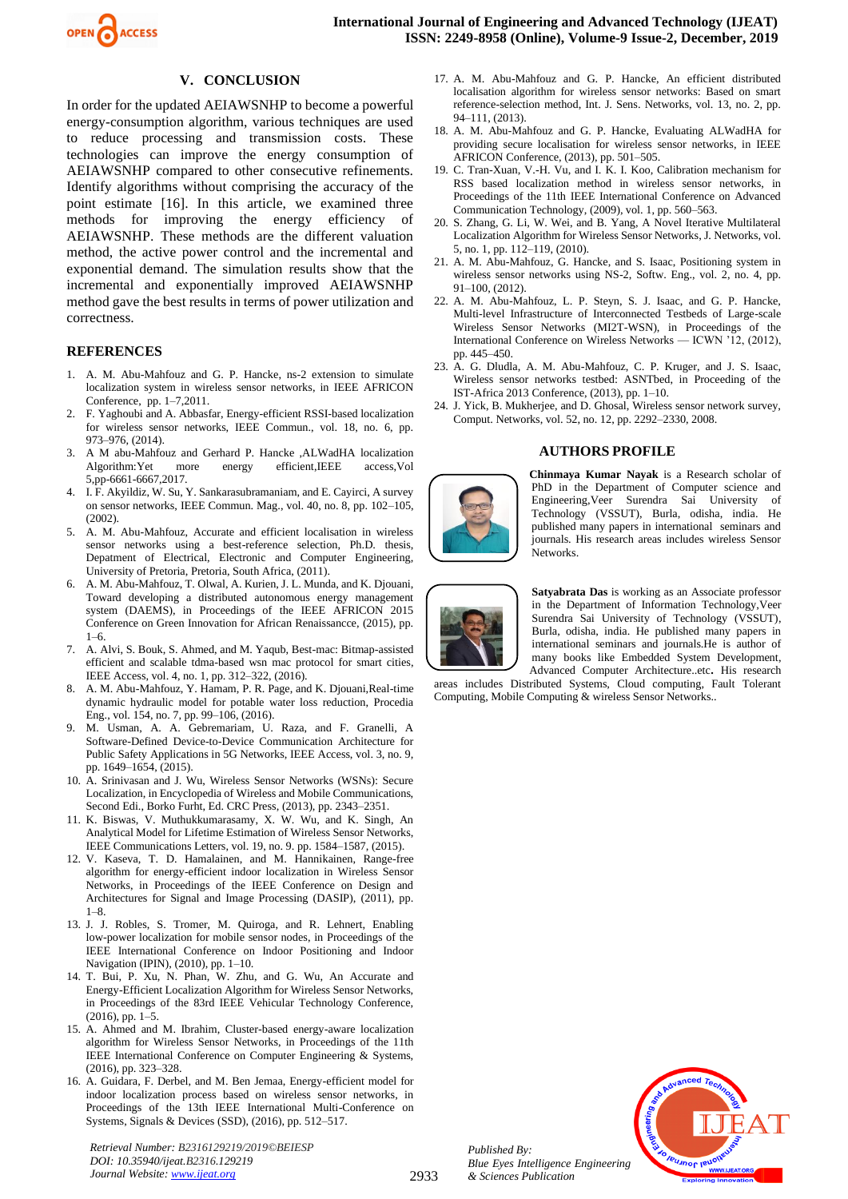## V. CONCLUSION

In order for the updated AEIAWSNHP to become a powerful energy-consumption algorithm, various techniques are used to reduce processing and transmission costs. These technologies can improve the energy consumption of AEIAWSNHP compared to other consecutive refinements. Identify algorithms without comprising the accuracy of the point estimate [16]. In this article, we examined three methods for improving the energy efficiency of AEIAWSNHP. These methods are the different valuation method, the active power control and the incremental and exponential demand. The simulation results show that the incremental and exponentially improved AEIAWSNHP method gave the best results in terms of power utilization and correctness.

## REFERENCES

1. A. M. Abu-Mahfouz and G. P. Hancke, ns-2 extension to simulate localization system in wireless sensor networks, in IEEE AFRICON Conference, pp. 1–7,2011.
2. F. Yaghoubi and A. Abbasfar, Energy-efficient RSSI-based localization for wireless sensor networks, IEEE Commun., vol. 18, no. 6, pp. 973–976, (2014).
3. A M abu-Mahfouz and Gerhard P. Hancke ,ALWadHA localization Algorithm:Yet more energy efficient,IEEE access,Vol 5,pp-6661-6667,2017.
4. I. F. Akyildiz, W. Su, Y. Sankarasubramaniam, and E. Cayirci, A survey on sensor networks, IEEE Commun. Mag., vol. 40, no. 8, pp. 102–105, (2002).
5. A. M. Abu-Mahfouz, Accurate and efficient localisation in wireless sensor networks using a best-reference selection, Ph.D. thesis, Depatment of Electrical, Electronic and Computer Engineering, University of Pretoria, Pretoria, South Africa, (2011).
6. A. M. Abu-Mahfouz, Y. Hamam, A. Kurien, J. L. Munda, and K. Djouani, Toward developing a distributed autonomous energy management system (DAEMS), in Proceedings of the IEEE AFRICON 2015 Conference on Green Innovation for African Renaissaance, (2015), pp. 1–6.
7. A. Alvi, S. Bouk, S. Ahmed, and M. Yaqub, Best-mac: Bitmap-assisted efficient and scalable tdma-based wsn mac protocol for smart cities, IEEE Access, vol. 4, no. 1, pp. 312–322, (2016).
8. A. M. Abu-Mahfouz, Y. Hamam, P. R. Page, and K. Djouani,Real-time dynamic hydraulic model for potable water loss reduction, Procedia Eng., vol. 154, no. 7, pp. 99–106, (2016).
9. M. Usman, A. A. Gebremariam, U. Raza, and F. Granelli, A Software-Defined Device-to-Device Communication Architecture for Public Safety Applications in 5G Networks, IEEE Access, vol. 3, no. 9, pp. 1649–1654, (2015).
10. A. Srinivasan and J. Wu, Wireless Sensor Networks (WSNs): Secure Localization, in Encyclopedia of Wireless and Mobile Communications, Second Edi., Borko Furht, Ed. CRC Press, (2013), pp. 2343–2351.
11. K. Biswas, V. Muthukkumarasamy, X. W. Wu, and K. Singh, An Analytical Model for Lifetime Estimation of Wireless Sensor Networks, IEEE Communications Letters, vol. 19, no. 9. pp. 1584–1587, (2015).
12. V. Kaseva, T. D. Hamalainen, and M. Hannikainen, Range-free algorithm for energy-efficient indoor localization in Wireless Sensor Networks, in Proceedings of the IEEE Conference on Design and Architectures for Signal and Image Processing (DASIP), (2011), pp. 1–8.
13. J. J. Robles, S. Tromer, M. Quiroga, and R. Lehnert, Enabling low-power localization for mobile sensor nodes, in Proceedings of the IEEE International Conference on Indoor Positioning and Indoor Navigation (IPIN), (2010), pp. 1–10.
14. T. Bui, P. Xu, N. Phan, W. Zhu, and G. Wu, An Accurate and Energy-Efficient Localization Algorithm for Wireless Sensor Networks, in Proceedings of the 83rd IEEE Vehicular Technology Conference, (2016), pp. 1–5.
15. A. Ahmed and M. Ibrahim, Cluster-based energy-aware localization algorithm for Wireless Sensor Networks, in Proceedings of the 11th IEEE International Conference on Computer Engineering & Systems, (2016), pp. 323–328.
16. A. Guidara, F. Derbel, and M. Ben Jemaa, Energy-efficient model for indoor localization process based on wireless sensor networks, in Proceedings of the 13th IEEE International Multi-Conference on Systems, Signals & Devices (SSD), (2016), pp. 512–517.
17. A. M. Abu-Mahfouz and G. P. Hancke, An efficient distributed localisation algorithm for wireless sensor networks: Based on smart reference-selection method, Int. J. Sens. Networks, vol. 13, no. 2, pp. 94–111, (2013).
18. A. M. Abu-Mahfouz and G. P. Hancke, Evaluating ALWadHA for providing secure localisation for wireless sensor networks, in IEEE AFRICON Conference, (2013), pp. 501–505.
19. C. Tran-Xuan, V.-H. Vu, and I. K. I. Koo, Calibration mechanism for RSS based localization method in wireless sensor networks, in Proceedings of the 11th IEEE International Conference on Advanced Communication Technology, (2009), vol. 1, pp. 560–563.
20. S. Zhang, G. Li, W. Wei, and B. Yang, A Novel Iterative Multilateral Localization Algorithm for Wireless Sensor Networks, J. Networks, vol. 5, no. 1, pp. 112–119, (2010).
21. A. M. Abu-Mahfouz, G. Hancke, and S. Isaac, Positioning system in wireless sensor networks using NS-2, Softw. Eng., vol. 2, no. 4, pp. 91–100, (2012).
22. A. M. Abu-Mahfouz, L. P. Steyn, S. J. Isaac, and G. P. Hancke, Multi-level Infrastructure of Interconnected Testbeds of Large-scale Wireless Sensor Networks (MI2T-WSN), in Proceedings of the International Conference on Wireless Networks — ICWN '12, (2012), pp. 445–450.
23. A. G. Dludla, A. M. Abu-Mahfouz, C. P. Kruger, and J. S. Isaac, Wireless sensor networks testbed: ASNTbed, in Proceeding of the IST-Africa 2013 Conference, (2013), pp. 1–10.
24. J. Yick, B. Mukherjee, and D. Ghosal, Wireless sensor network survey, Comput. Networks, vol. 52, no. 12, pp. 2292–2330, 2008.

## AUTHORS PROFILE

**Chinmaya Kumar Nayak** is a Research scholar of PhD in the Department of Computer science and Engineering,Veer Surendra Sai University of Technology (VSSUT), Burla, odisha, india. He published many papers in international seminars and journals. His research areas includes wireless Sensor Networks.

**Satyabrata Das** is working as an Associate professor in the Department of Information Technology,Veer Surendra Sai University of Technology (VSSUT), Burla, odisha, india. He published many papers in international seminars and journals.He is author of many books like Embedded System Development, Advanced Computer Architecture..etc**.** His research areas includes Distributed Systems, Cloud computing, Fault Tolerant Computing, Mobile Computing & wireless Sensor Networks..